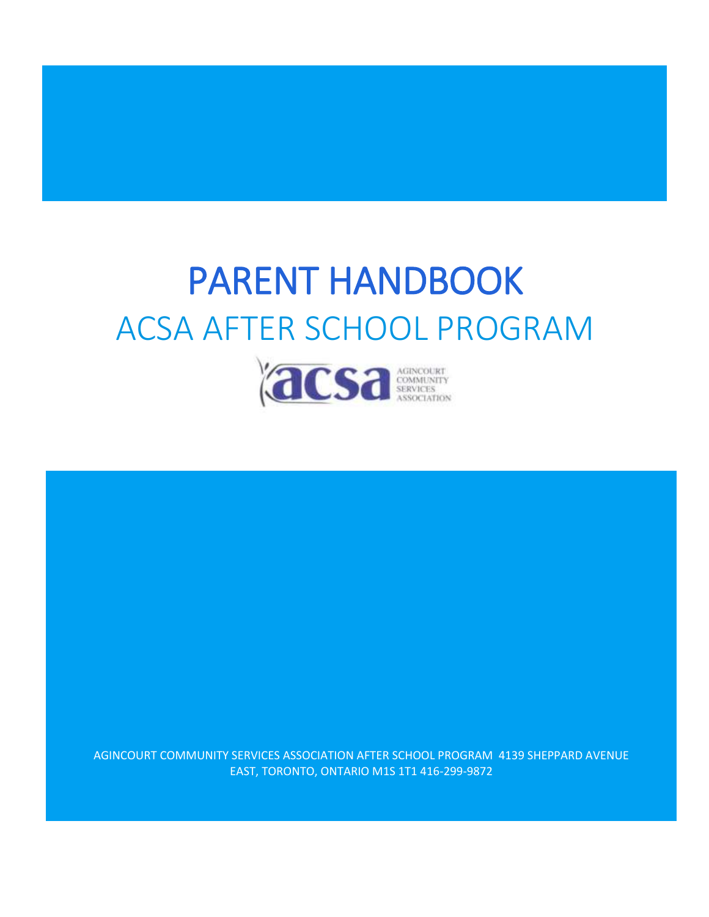# PARENT HANDBOOK

## ACSA AFTER SCHOOL PROGRAM

AGINCOURT COMMUNITY SERVICES ASSOCIATION

AGINCOURT COMMUNITY SERVICES ASSOCIATION AFTER SCHOOL PROGRAM 4139 SHEPPARD AVENUE EAST, TORONTO, ONTARIO M1S 1T1 416-299-9872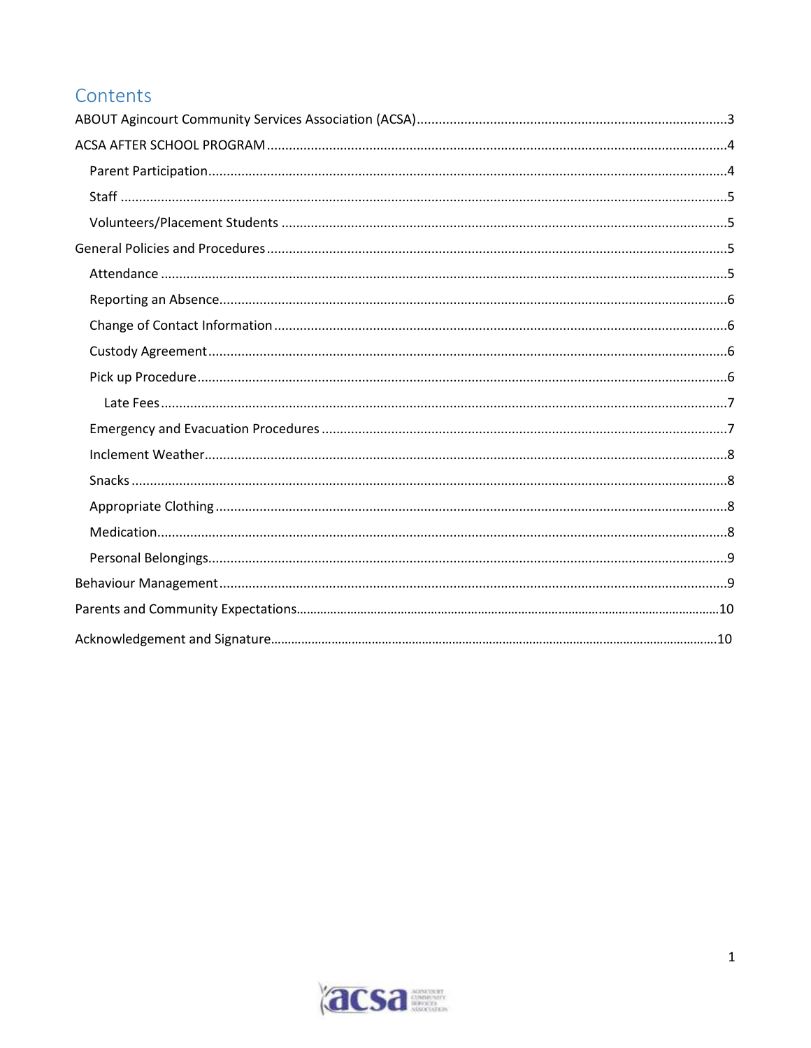# Contents

ABOUT Agincourt Community Services Association (ACSA) .......... 3

ACSA AFTER SCHOOL PROGRAM .......... 4

- Parent Participation .......... 4
- Staff .......... 5
- Volunteers/Placement Students .......... 5

General Policies and Procedures .......... 5

- Attendance .......... 5
- Reporting an Absence .......... 6
- Change of Contact Information .......... 6
- Custody Agreement .......... 6
- Pick up Procedure .......... 6
  - Late Fees .......... 7
- Emergency and Evacuation Procedures .......... 7
- Inclement Weather .......... 8
- Snacks .......... 8
- Appropriate Clothing .......... 8
- Medication .......... 8
- Personal Belongings .......... 9

Behaviour Management .......... 9

Parents and Community Expectations .......... 10

Acknowledgement and Signature .......... 10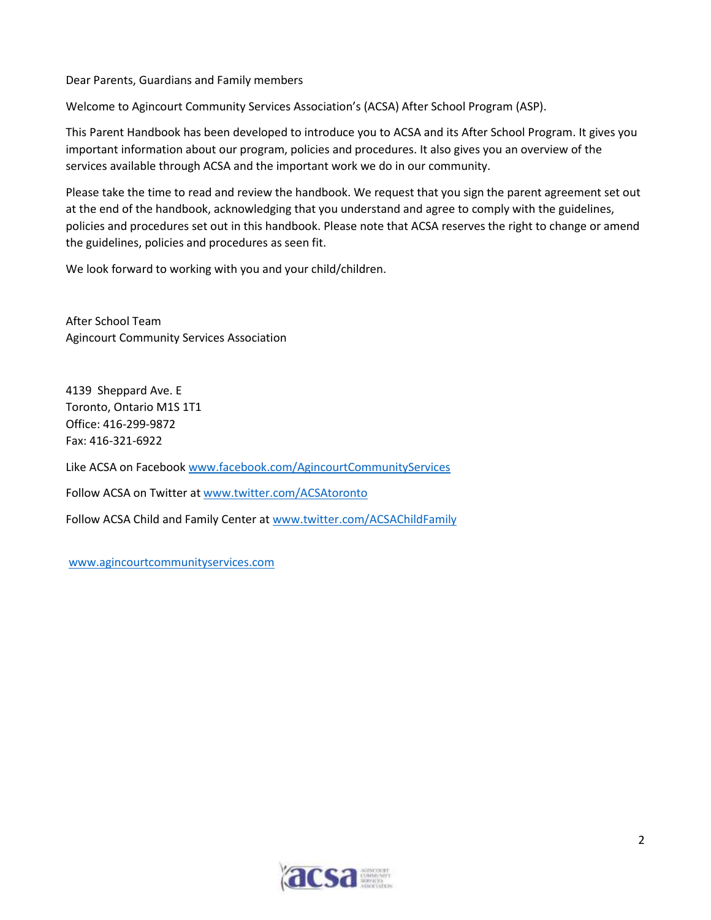Dear Parents, Guardians and Family members

Welcome to Agincourt Community Services Association's (ACSA) After School Program (ASP).

This Parent Handbook has been developed to introduce you to ACSA and its After School Program. It gives you important information about our program, policies and procedures. It also gives you an overview of the services available through ACSA and the important work we do in our community.

Please take the time to read and review the handbook. We request that you sign the parent agreement set out at the end of the handbook, acknowledging that you understand and agree to comply with the guidelines, policies and procedures set out in this handbook. Please note that ACSA reserves the right to change or amend the guidelines, policies and procedures as seen fit.

We look forward to working with you and your child/children.

After School Team
Agincourt Community Services Association

4139 Sheppard Ave. E
Toronto, Ontario M1S 1T1
Office: 416-299-9872
Fax: 416-321-6922

Like ACSA on Facebook www.facebook.com/AgincourtCommunityServices

Follow ACSA on Twitter at www.twitter.com/ACSAtoronto

Follow ACSA Child and Family Center at www.twitter.com/ACSAChildFamily

www.agincourtcommunityservices.com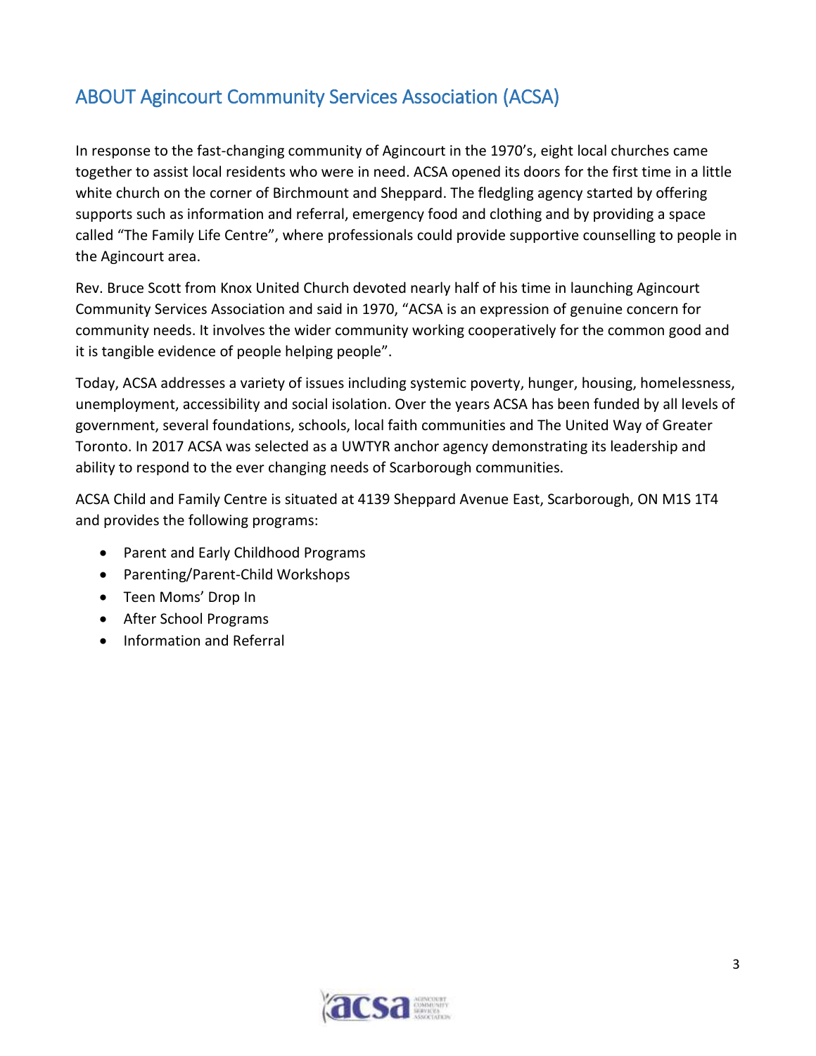## ABOUT Agincourt Community Services Association (ACSA)

In response to the fast-changing community of Agincourt in the 1970's, eight local churches came together to assist local residents who were in need. ACSA opened its doors for the first time in a little white church on the corner of Birchmount and Sheppard. The fledgling agency started by offering supports such as information and referral, emergency food and clothing and by providing a space called "The Family Life Centre", where professionals could provide supportive counselling to people in the Agincourt area.

Rev. Bruce Scott from Knox United Church devoted nearly half of his time in launching Agincourt Community Services Association and said in 1970, "ACSA is an expression of genuine concern for community needs. It involves the wider community working cooperatively for the common good and it is tangible evidence of people helping people".

Today, ACSA addresses a variety of issues including systemic poverty, hunger, housing, homelessness, unemployment, accessibility and social isolation. Over the years ACSA has been funded by all levels of government, several foundations, schools, local faith communities and The United Way of Greater Toronto. In 2017 ACSA was selected as a UWTYR anchor agency demonstrating its leadership and ability to respond to the ever changing needs of Scarborough communities.

ACSA Child and Family Centre is situated at 4139 Sheppard Avenue East, Scarborough, ON M1S 1T4 and provides the following programs:

- Parent and Early Childhood Programs
- Parenting/Parent-Child Workshops
- Teen Moms' Drop In
- After School Programs
- Information and Referral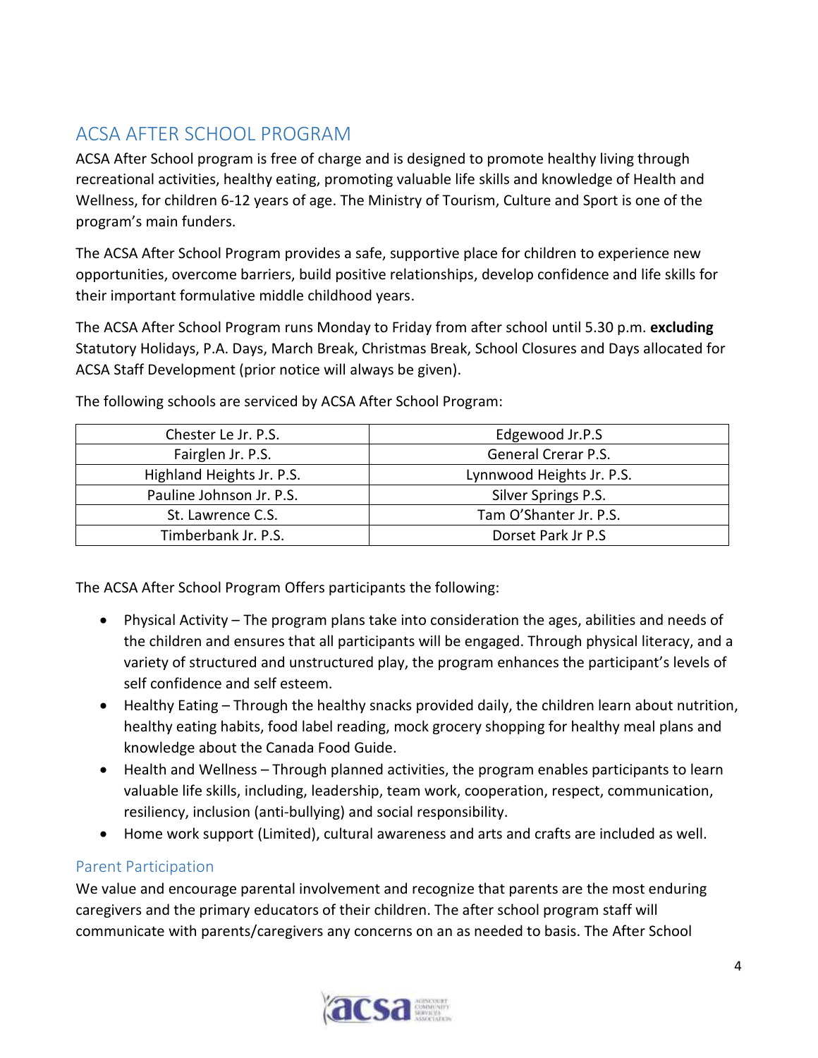## ACSA AFTER SCHOOL PROGRAM

ACSA After School program is free of charge and is designed to promote healthy living through recreational activities, healthy eating, promoting valuable life skills and knowledge of Health and Wellness, for children 6-12 years of age. The Ministry of Tourism, Culture and Sport is one of the program's main funders.

The ACSA After School Program provides a safe, supportive place for children to experience new opportunities, overcome barriers, build positive relationships, develop confidence and life skills for their important formulative middle childhood years.

The ACSA After School Program runs Monday to Friday from after school until 5.30 p.m. **excluding** Statutory Holidays, P.A. Days, March Break, Christmas Break, School Closures and Days allocated for ACSA Staff Development (prior notice will always be given).

The following schools are serviced by ACSA After School Program:

| | |
|---|---|
| Chester Le Jr. P.S. | Edgewood Jr.P.S |
| Fairglen Jr. P.S. | General Crerar P.S. |
| Highland Heights Jr. P.S. | Lynnwood Heights Jr. P.S. |
| Pauline Johnson Jr. P.S. | Silver Springs P.S. |
| St. Lawrence C.S. | Tam O'Shanter Jr. P.S. |
| Timberbank Jr. P.S. | Dorset Park Jr P.S |

The ACSA After School Program Offers participants the following:

- Physical Activity – The program plans take into consideration the ages, abilities and needs of the children and ensures that all participants will be engaged. Through physical literacy, and a variety of structured and unstructured play, the program enhances the participant's levels of self confidence and self esteem.
- Healthy Eating – Through the healthy snacks provided daily, the children learn about nutrition, healthy eating habits, food label reading, mock grocery shopping for healthy meal plans and knowledge about the Canada Food Guide.
- Health and Wellness – Through planned activities, the program enables participants to learn valuable life skills, including, leadership, team work, cooperation, respect, communication, resiliency, inclusion (anti-bullying) and social responsibility.
- Home work support (Limited), cultural awareness and arts and crafts are included as well.

### Parent Participation

We value and encourage parental involvement and recognize that parents are the most enduring caregivers and the primary educators of their children. The after school program staff will communicate with parents/caregivers any concerns on an as needed to basis. The After School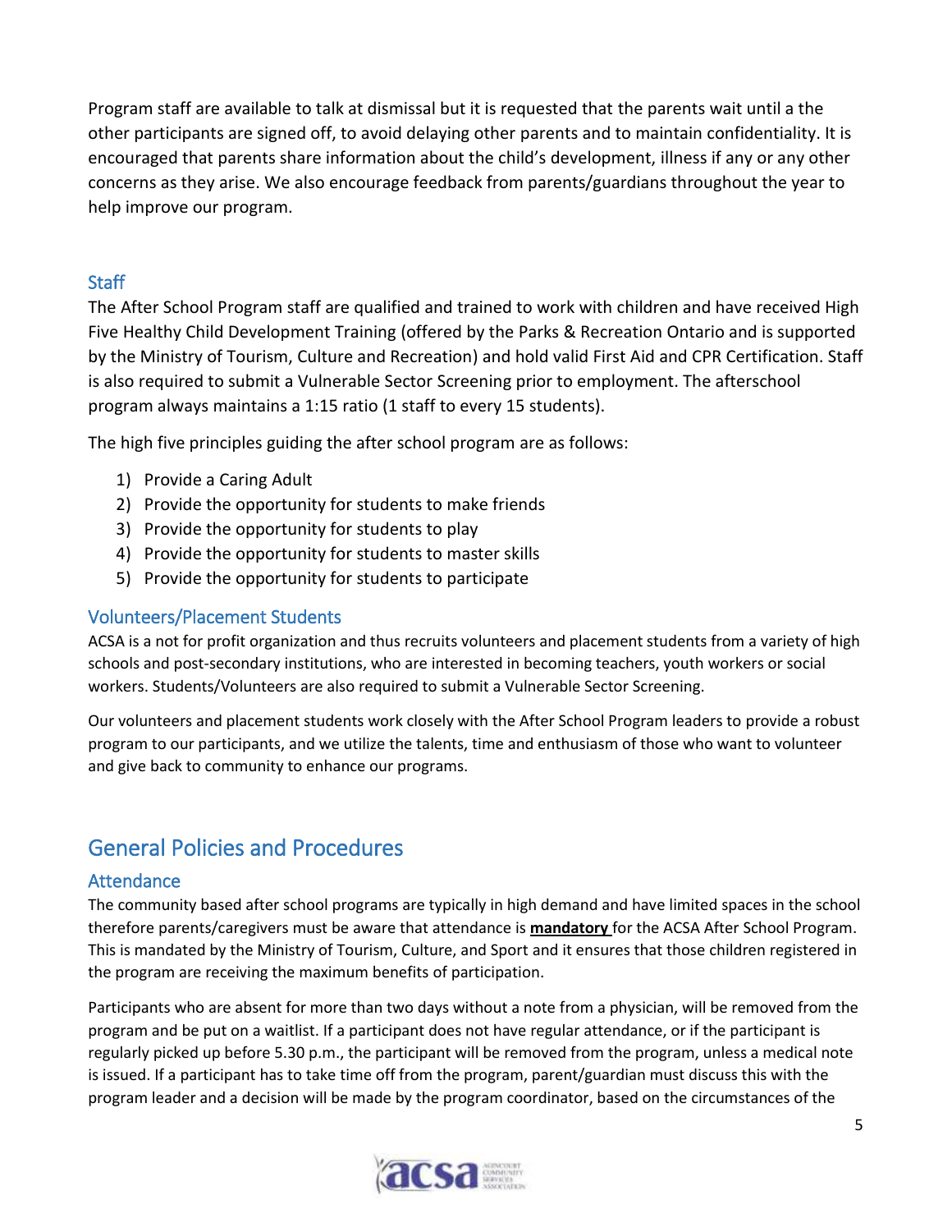Program staff are available to talk at dismissal but it is requested that the parents wait until a the other participants are signed off, to avoid delaying other parents and to maintain confidentiality. It is encouraged that parents share information about the child's development, illness if any or any other concerns as they arise. We also encourage feedback from parents/guardians throughout the year to help improve our program.

### Staff

The After School Program staff are qualified and trained to work with children and have received High Five Healthy Child Development Training (offered by the Parks & Recreation Ontario and is supported by the Ministry of Tourism, Culture and Recreation) and hold valid First Aid and CPR Certification. Staff is also required to submit a Vulnerable Sector Screening prior to employment. The afterschool program always maintains a 1:15 ratio (1 staff to every 15 students).

The high five principles guiding the after school program are as follows:

1) Provide a Caring Adult
2) Provide the opportunity for students to make friends
3) Provide the opportunity for students to play
4) Provide the opportunity for students to master skills
5) Provide the opportunity for students to participate

### Volunteers/Placement Students

ACSA is a not for profit organization and thus recruits volunteers and placement students from a variety of high schools and post-secondary institutions, who are interested in becoming teachers, youth workers or social workers. Students/Volunteers are also required to submit a Vulnerable Sector Screening.

Our volunteers and placement students work closely with the After School Program leaders to provide a robust program to our participants, and we utilize the talents, time and enthusiasm of those who want to volunteer and give back to community to enhance our programs.

## General Policies and Procedures

### Attendance

The community based after school programs are typically in high demand and have limited spaces in the school therefore parents/caregivers must be aware that attendance is **mandatory** for the ACSA After School Program. This is mandated by the Ministry of Tourism, Culture, and Sport and it ensures that those children registered in the program are receiving the maximum benefits of participation.

Participants who are absent for more than two days without a note from a physician, will be removed from the program and be put on a waitlist. If a participant does not have regular attendance, or if the participant is regularly picked up before 5.30 p.m., the participant will be removed from the program, unless a medical note is issued. If a participant has to take time off from the program, parent/guardian must discuss this with the program leader and a decision will be made by the program coordinator, based on the circumstances of the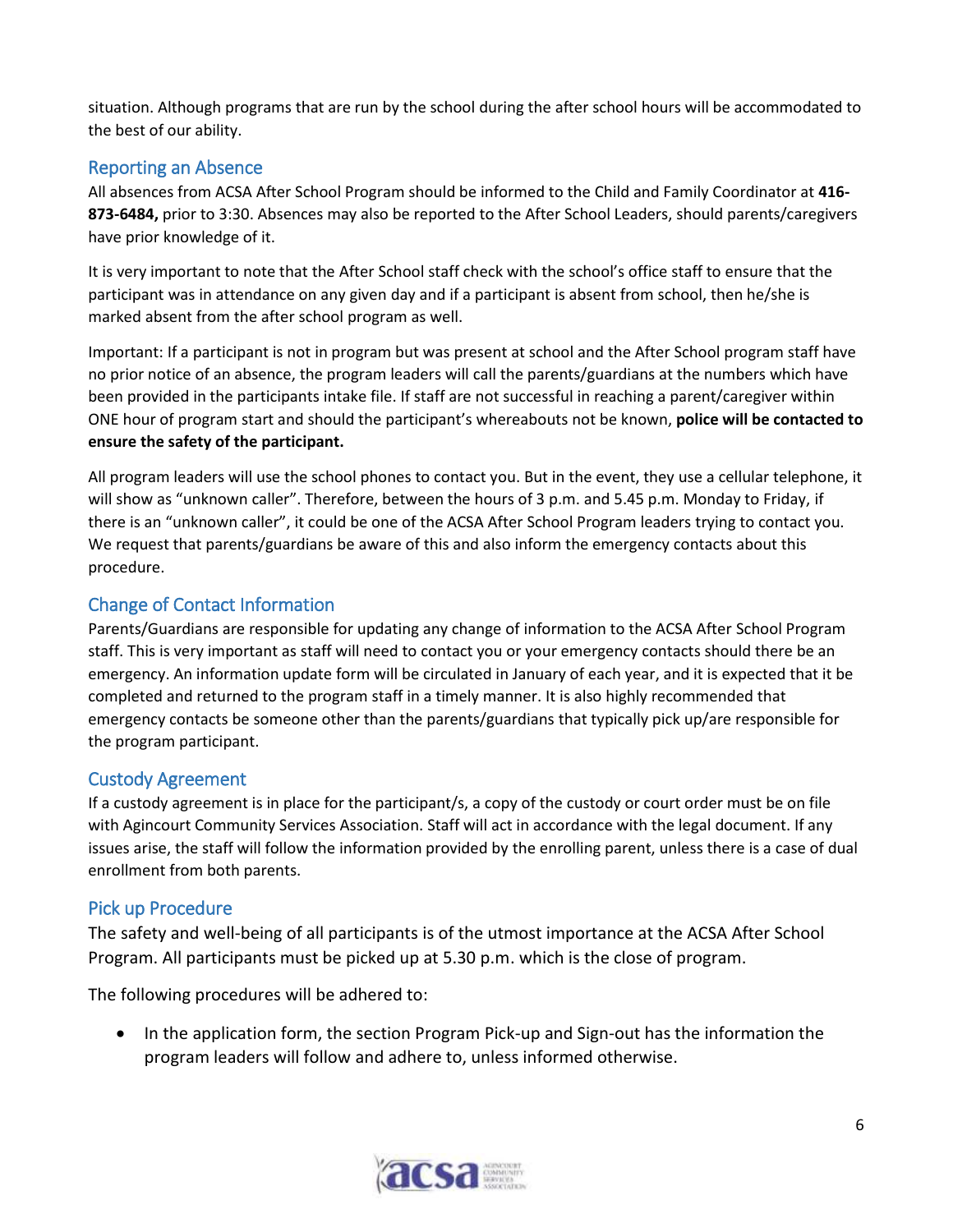situation. Although programs that are run by the school during the after school hours will be accommodated to the best of our ability.

## Reporting an Absence

All absences from ACSA After School Program should be informed to the Child and Family Coordinator at **416-873-6484,** prior to 3:30. Absences may also be reported to the After School Leaders, should parents/caregivers have prior knowledge of it.

It is very important to note that the After School staff check with the school's office staff to ensure that the participant was in attendance on any given day and if a participant is absent from school, then he/she is marked absent from the after school program as well.

Important: If a participant is not in program but was present at school and the After School program staff have no prior notice of an absence, the program leaders will call the parents/guardians at the numbers which have been provided in the participants intake file. If staff are not successful in reaching a parent/caregiver within ONE hour of program start and should the participant's whereabouts not be known, **police will be contacted to ensure the safety of the participant.**

All program leaders will use the school phones to contact you. But in the event, they use a cellular telephone, it will show as "unknown caller". Therefore, between the hours of 3 p.m. and 5.45 p.m. Monday to Friday, if there is an "unknown caller", it could be one of the ACSA After School Program leaders trying to contact you. We request that parents/guardians be aware of this and also inform the emergency contacts about this procedure.

## Change of Contact Information

Parents/Guardians are responsible for updating any change of information to the ACSA After School Program staff. This is very important as staff will need to contact you or your emergency contacts should there be an emergency. An information update form will be circulated in January of each year, and it is expected that it be completed and returned to the program staff in a timely manner. It is also highly recommended that emergency contacts be someone other than the parents/guardians that typically pick up/are responsible for the program participant.

## Custody Agreement

If a custody agreement is in place for the participant/s, a copy of the custody or court order must be on file with Agincourt Community Services Association. Staff will act in accordance with the legal document. If any issues arise, the staff will follow the information provided by the enrolling parent, unless there is a case of dual enrollment from both parents.

## Pick up Procedure

The safety and well-being of all participants is of the utmost importance at the ACSA After School Program. All participants must be picked up at 5.30 p.m. which is the close of program.

The following procedures will be adhered to:

- In the application form, the section Program Pick-up and Sign-out has the information the program leaders will follow and adhere to, unless informed otherwise.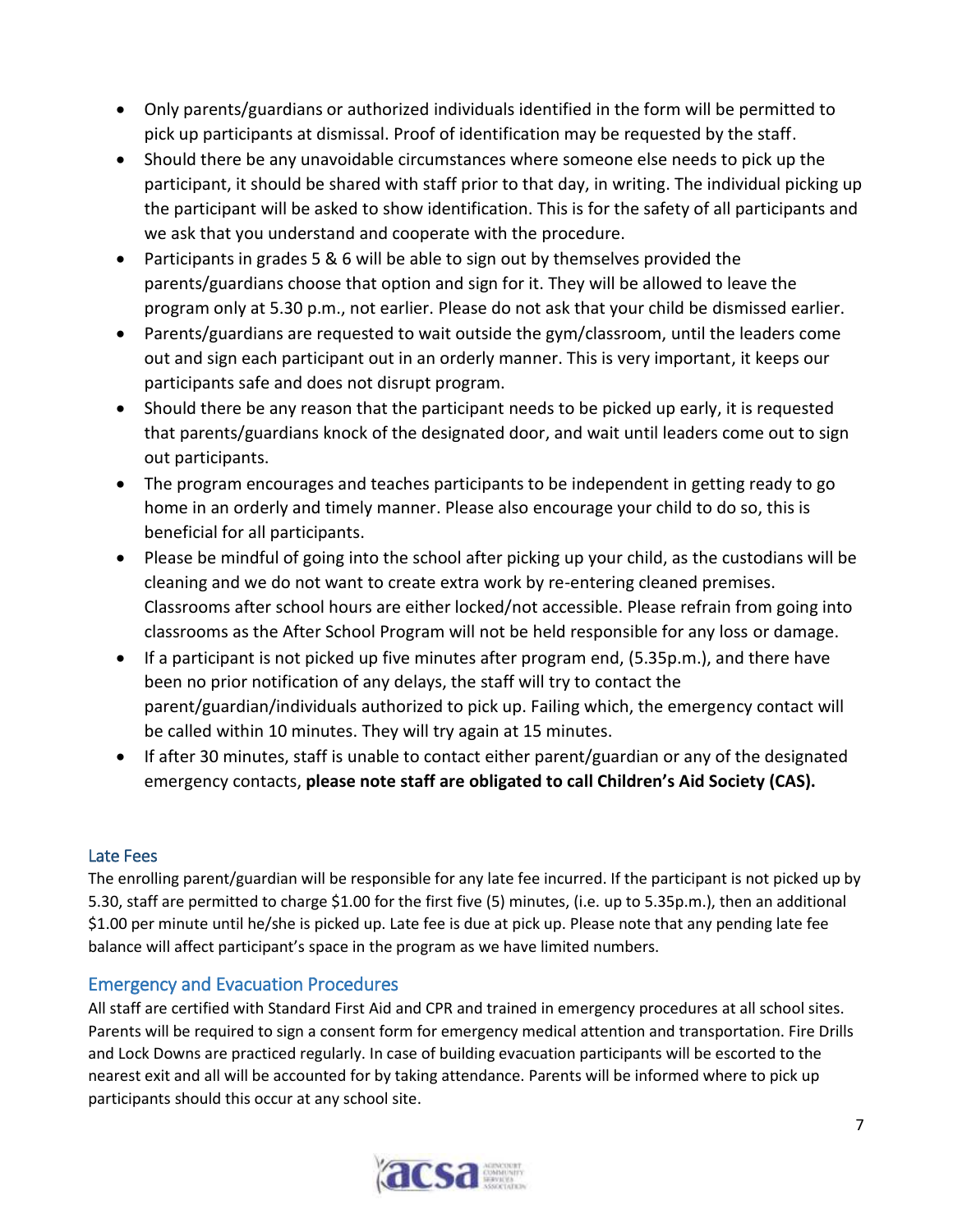- Only parents/guardians or authorized individuals identified in the form will be permitted to pick up participants at dismissal. Proof of identification may be requested by the staff.
- Should there be any unavoidable circumstances where someone else needs to pick up the participant, it should be shared with staff prior to that day, in writing. The individual picking up the participant will be asked to show identification. This is for the safety of all participants and we ask that you understand and cooperate with the procedure.
- Participants in grades 5 & 6 will be able to sign out by themselves provided the parents/guardians choose that option and sign for it. They will be allowed to leave the program only at 5.30 p.m., not earlier. Please do not ask that your child be dismissed earlier.
- Parents/guardians are requested to wait outside the gym/classroom, until the leaders come out and sign each participant out in an orderly manner. This is very important, it keeps our participants safe and does not disrupt program.
- Should there be any reason that the participant needs to be picked up early, it is requested that parents/guardians knock of the designated door, and wait until leaders come out to sign out participants.
- The program encourages and teaches participants to be independent in getting ready to go home in an orderly and timely manner. Please also encourage your child to do so, this is beneficial for all participants.
- Please be mindful of going into the school after picking up your child, as the custodians will be cleaning and we do not want to create extra work by re-entering cleaned premises. Classrooms after school hours are either locked/not accessible. Please refrain from going into classrooms as the After School Program will not be held responsible for any loss or damage.
- If a participant is not picked up five minutes after program end, (5.35p.m.), and there have been no prior notification of any delays, the staff will try to contact the parent/guardian/individuals authorized to pick up. Failing which, the emergency contact will be called within 10 minutes. They will try again at 15 minutes.
- If after 30 minutes, staff is unable to contact either parent/guardian or any of the designated emergency contacts, **please note staff are obligated to call Children's Aid Society (CAS).**

## Late Fees

The enrolling parent/guardian will be responsible for any late fee incurred. If the participant is not picked up by 5.30, staff are permitted to charge $1.00 for the first five (5) minutes, (i.e. up to 5.35p.m.), then an additional $1.00 per minute until he/she is picked up. Late fee is due at pick up. Please note that any pending late fee balance will affect participant's space in the program as we have limited numbers.

## Emergency and Evacuation Procedures

All staff are certified with Standard First Aid and CPR and trained in emergency procedures at all school sites. Parents will be required to sign a consent form for emergency medical attention and transportation. Fire Drills and Lock Downs are practiced regularly. In case of building evacuation participants will be escorted to the nearest exit and all will be accounted for by taking attendance. Parents will be informed where to pick up participants should this occur at any school site.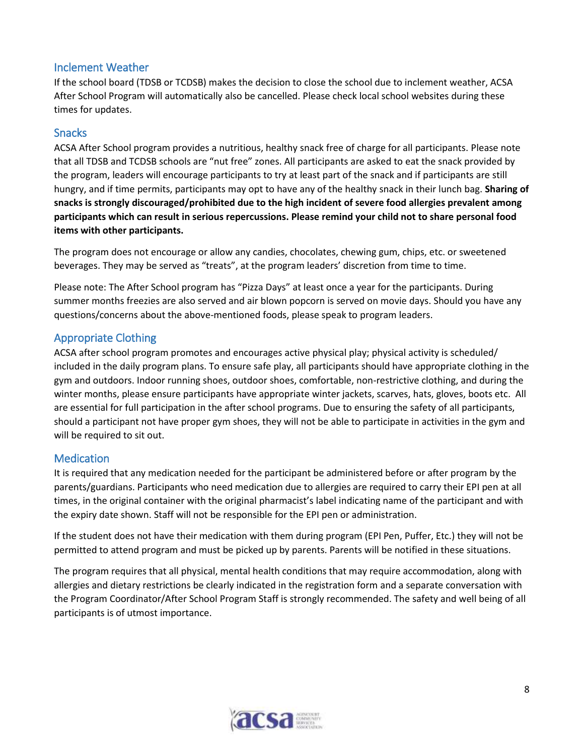## Inclement Weather

If the school board (TDSB or TCDSB) makes the decision to close the school due to inclement weather, ACSA After School Program will automatically also be cancelled. Please check local school websites during these times for updates.

## Snacks

ACSA After School program provides a nutritious, healthy snack free of charge for all participants. Please note that all TDSB and TCDSB schools are "nut free" zones. All participants are asked to eat the snack provided by the program, leaders will encourage participants to try at least part of the snack and if participants are still hungry, and if time permits, participants may opt to have any of the healthy snack in their lunch bag. **Sharing of snacks is strongly discouraged/prohibited due to the high incident of severe food allergies prevalent among participants which can result in serious repercussions. Please remind your child not to share personal food items with other participants.**

The program does not encourage or allow any candies, chocolates, chewing gum, chips, etc. or sweetened beverages. They may be served as "treats", at the program leaders' discretion from time to time.

Please note: The After School program has "Pizza Days" at least once a year for the participants. During summer months freezies are also served and air blown popcorn is served on movie days. Should you have any questions/concerns about the above-mentioned foods, please speak to program leaders.

## Appropriate Clothing

ACSA after school program promotes and encourages active physical play; physical activity is scheduled/ included in the daily program plans. To ensure safe play, all participants should have appropriate clothing in the gym and outdoors. Indoor running shoes, outdoor shoes, comfortable, non-restrictive clothing, and during the winter months, please ensure participants have appropriate winter jackets, scarves, hats, gloves, boots etc. All are essential for full participation in the after school programs. Due to ensuring the safety of all participants, should a participant not have proper gym shoes, they will not be able to participate in activities in the gym and will be required to sit out.

## Medication

It is required that any medication needed for the participant be administered before or after program by the parents/guardians. Participants who need medication due to allergies are required to carry their EPI pen at all times, in the original container with the original pharmacist's label indicating name of the participant and with the expiry date shown. Staff will not be responsible for the EPI pen or administration.

If the student does not have their medication with them during program (EPI Pen, Puffer, Etc.) they will not be permitted to attend program and must be picked up by parents. Parents will be notified in these situations.

The program requires that all physical, mental health conditions that may require accommodation, along with allergies and dietary restrictions be clearly indicated in the registration form and a separate conversation with the Program Coordinator/After School Program Staff is strongly recommended. The safety and well being of all participants is of utmost importance.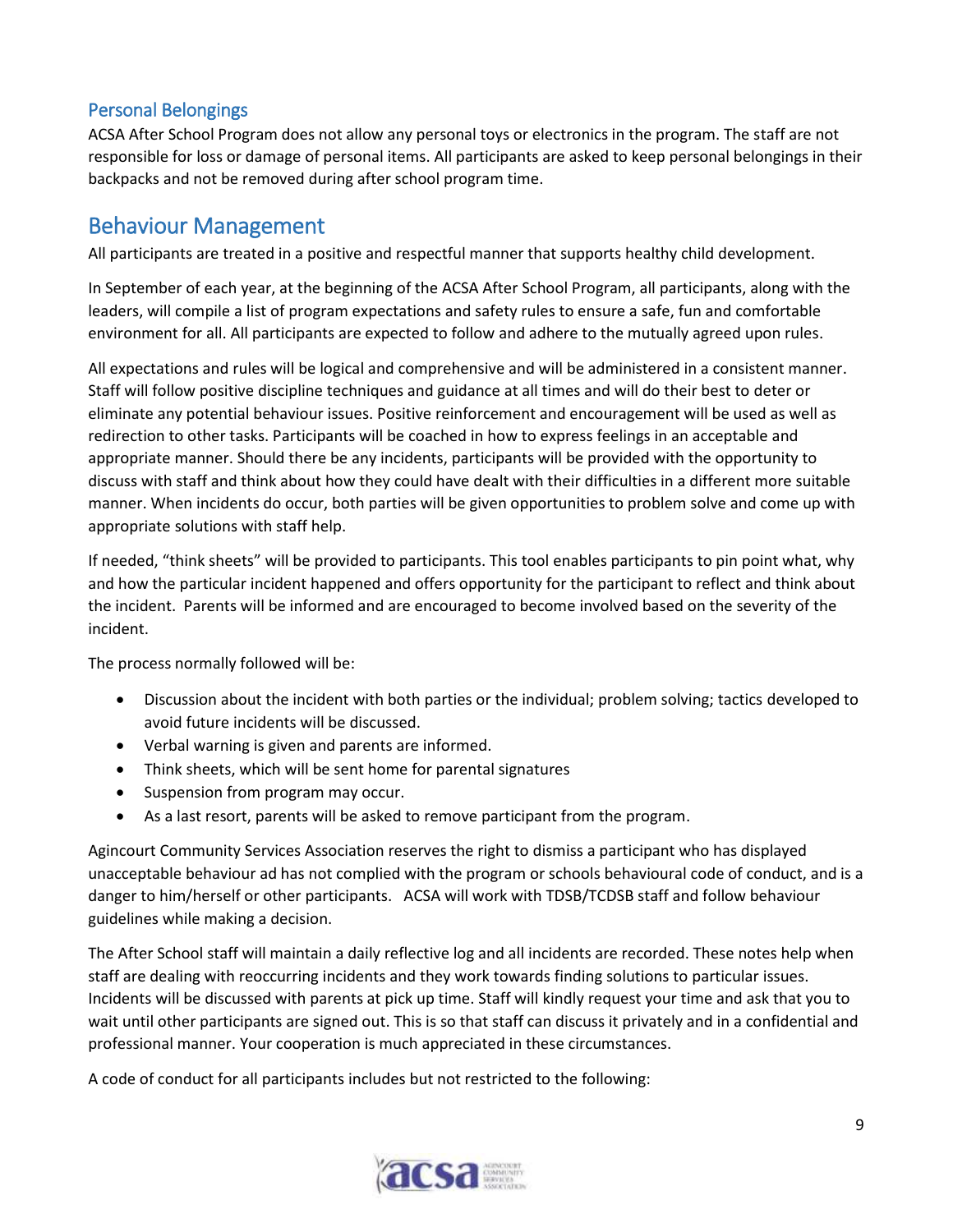### Personal Belongings

ACSA After School Program does not allow any personal toys or electronics in the program. The staff are not responsible for loss or damage of personal items. All participants are asked to keep personal belongings in their backpacks and not be removed during after school program time.

## Behaviour Management

All participants are treated in a positive and respectful manner that supports healthy child development.

In September of each year, at the beginning of the ACSA After School Program, all participants, along with the leaders, will compile a list of program expectations and safety rules to ensure a safe, fun and comfortable environment for all. All participants are expected to follow and adhere to the mutually agreed upon rules.

All expectations and rules will be logical and comprehensive and will be administered in a consistent manner. Staff will follow positive discipline techniques and guidance at all times and will do their best to deter or eliminate any potential behaviour issues. Positive reinforcement and encouragement will be used as well as redirection to other tasks. Participants will be coached in how to express feelings in an acceptable and appropriate manner. Should there be any incidents, participants will be provided with the opportunity to discuss with staff and think about how they could have dealt with their difficulties in a different more suitable manner. When incidents do occur, both parties will be given opportunities to problem solve and come up with appropriate solutions with staff help.

If needed, "think sheets" will be provided to participants. This tool enables participants to pin point what, why and how the particular incident happened and offers opportunity for the participant to reflect and think about the incident. Parents will be informed and are encouraged to become involved based on the severity of the incident.

The process normally followed will be:

- Discussion about the incident with both parties or the individual; problem solving; tactics developed to avoid future incidents will be discussed.
- Verbal warning is given and parents are informed.
- Think sheets, which will be sent home for parental signatures
- Suspension from program may occur.
- As a last resort, parents will be asked to remove participant from the program.

Agincourt Community Services Association reserves the right to dismiss a participant who has displayed unacceptable behaviour ad has not complied with the program or schools behavioural code of conduct, and is a danger to him/herself or other participants. ACSA will work with TDSB/TCDSB staff and follow behaviour guidelines while making a decision.

The After School staff will maintain a daily reflective log and all incidents are recorded. These notes help when staff are dealing with reoccurring incidents and they work towards finding solutions to particular issues. Incidents will be discussed with parents at pick up time. Staff will kindly request your time and ask that you to wait until other participants are signed out. This is so that staff can discuss it privately and in a confidential and professional manner. Your cooperation is much appreciated in these circumstances.

A code of conduct for all participants includes but not restricted to the following: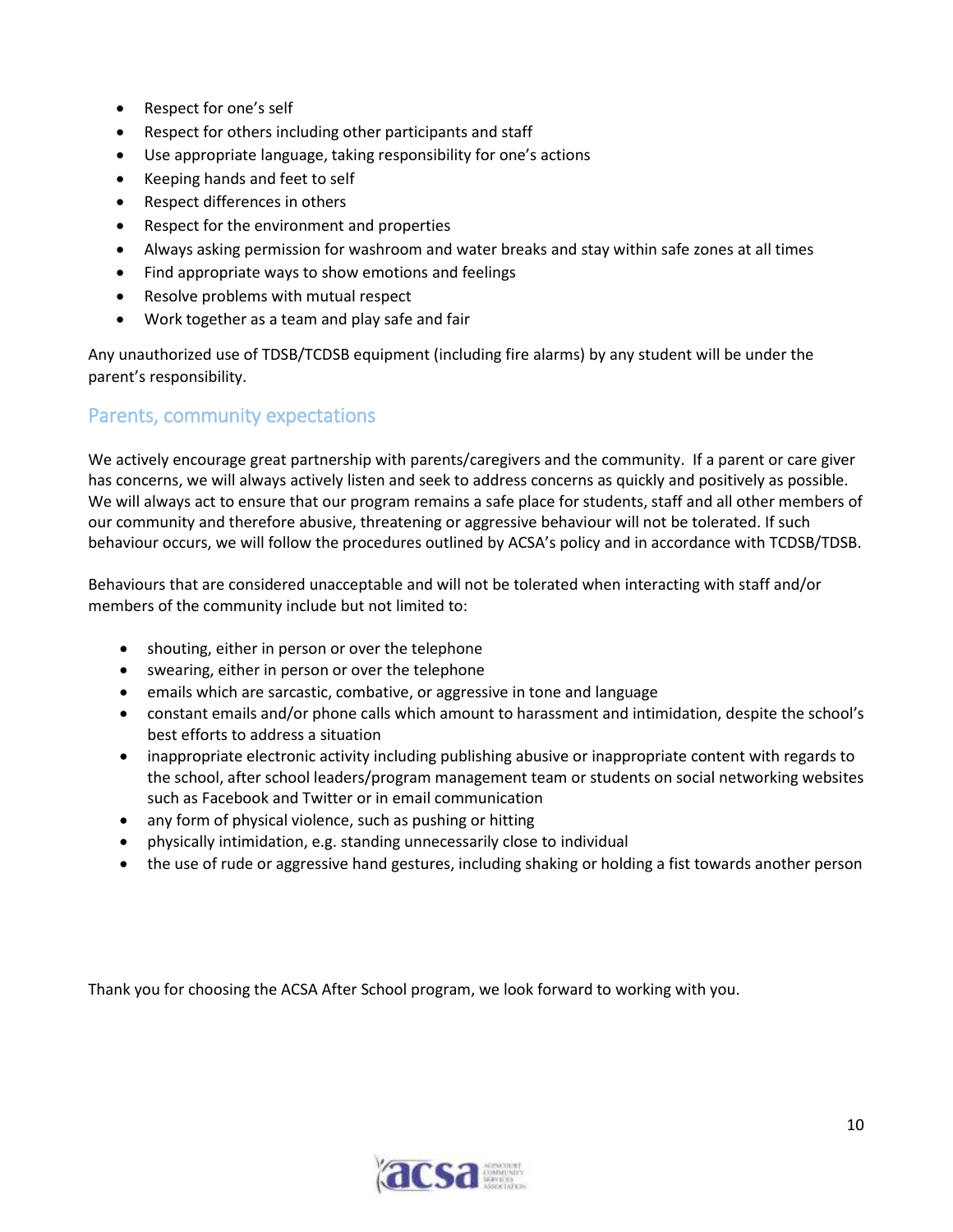- Respect for one's self
- Respect for others including other participants and staff
- Use appropriate language, taking responsibility for one's actions
- Keeping hands and feet to self
- Respect differences in others
- Respect for the environment and properties
- Always asking permission for washroom and water breaks and stay within safe zones at all times
- Find appropriate ways to show emotions and feelings
- Resolve problems with mutual respect
- Work together as a team and play safe and fair

Any unauthorized use of TDSB/TCDSB equipment (including fire alarms) by any student will be under the parent's responsibility.

## Parents, community expectations

We actively encourage great partnership with parents/caregivers and the community. If a parent or care giver has concerns, we will always actively listen and seek to address concerns as quickly and positively as possible. We will always act to ensure that our program remains a safe place for students, staff and all other members of our community and therefore abusive, threatening or aggressive behaviour will not be tolerated. If such behaviour occurs, we will follow the procedures outlined by ACSA's policy and in accordance with TCDSB/TDSB.

Behaviours that are considered unacceptable and will not be tolerated when interacting with staff and/or members of the community include but not limited to:

- shouting, either in person or over the telephone
- swearing, either in person or over the telephone
- emails which are sarcastic, combative, or aggressive in tone and language
- constant emails and/or phone calls which amount to harassment and intimidation, despite the school's best efforts to address a situation
- inappropriate electronic activity including publishing abusive or inappropriate content with regards to the school, after school leaders/program management team or students on social networking websites such as Facebook and Twitter or in email communication
- any form of physical violence, such as pushing or hitting
- physically intimidation, e.g. standing unnecessarily close to individual
- the use of rude or aggressive hand gestures, including shaking or holding a fist towards another person

Thank you for choosing the ACSA After School program, we look forward to working with you.